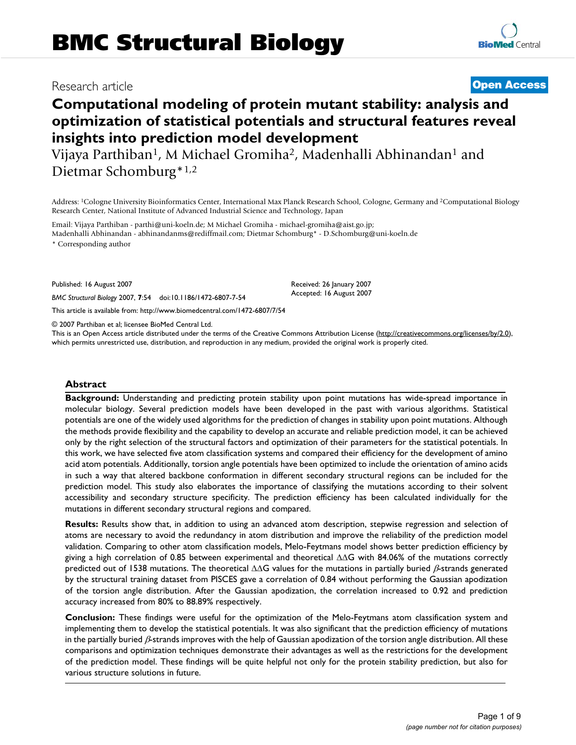Research article

**Open Access**

# Computational modeling of protein mutant stability: analysis and optimization of statistical potentials and structural features reveal insights into prediction model development

Vijaya Parthiban[1], M Michael Gromiha[2], Madenhalli Abhinandan[1] and Dietmar Schomburg*[1,2]

Address: [1]Cologne University Bioinformatics Center, International Max Planck Research School, Cologne, Germany and [2]Computational Biology Research Center, National Institute of Advanced Industrial Science and Technology, Japan

Email: Vijaya Parthiban - parthi@uni-koeln.de; M Michael Gromiha - michael-gromiha@aist.go.jp; Madenhalli Abhinandan - abhinandanms@rediffmail.com; Dietmar Schomburg* - D.Schomburg@uni-koeln.de

\* Corresponding author

Published: 16 August 2007

*BMC Structural Biology* 2007, **7**:54 doi:10.1186/1472-6807-7-54

Received: 26 January 2007
Accepted: 16 August 2007

This article is available from: http://www.biomedcentral.com/1472-6807/7/54

© 2007 Parthiban et al; licensee BioMed Central Ltd.

This is an Open Access article distributed under the terms of the Creative Commons Attribution License (http://creativecommons.org/licenses/by/2.0), which permits unrestricted use, distribution, and reproduction in any medium, provided the original work is properly cited.

## Abstract

**Background:** Understanding and predicting protein stability upon point mutations has wide-spread importance in molecular biology. Several prediction models have been developed in the past with various algorithms. Statistical potentials are one of the widely used algorithms for the prediction of changes in stability upon point mutations. Although the methods provide flexibility and the capability to develop an accurate and reliable prediction model, it can be achieved only by the right selection of the structural factors and optimization of their parameters for the statistical potentials. In this work, we have selected five atom classification systems and compared their efficiency for the development of amino acid atom potentials. Additionally, torsion angle potentials have been optimized to include the orientation of amino acids in such a way that altered backbone conformation in different secondary structural regions can be included for the prediction model. This study also elaborates the importance of classifying the mutations according to their solvent accessibility and secondary structure specificity. The prediction efficiency has been calculated individually for the mutations in different secondary structural regions and compared.

**Results:** Results show that, in addition to using an advanced atom description, stepwise regression and selection of atoms are necessary to avoid the redundancy in atom distribution and improve the reliability of the prediction model validation. Comparing to other atom classification models, Melo-Feytmans model shows better prediction efficiency by giving a high correlation of 0.85 between experimental and theoretical $\Delta\Delta G$ with 84.06% of the mutations correctly predicted out of 1538 mutations. The theoretical $\Delta\Delta G$ values for the mutations in partially buried $\beta$-strands generated by the structural training dataset from PISCES gave a correlation of 0.84 without performing the Gaussian apodization of the torsion angle distribution. After the Gaussian apodization, the correlation increased to 0.92 and prediction accuracy increased from 80% to 88.89% respectively.

**Conclusion:** These findings were useful for the optimization of the Melo-Feytmans atom classification system and implementing them to develop the statistical potentials. It was also significant that the prediction efficiency of mutations in the partially buried $\beta$-strands improves with the help of Gaussian apodization of the torsion angle distribution. All these comparisons and optimization techniques demonstrate their advantages as well as the restrictions for the development of the prediction model. These findings will be quite helpful not only for the protein stability prediction, but also for various structure solutions in future.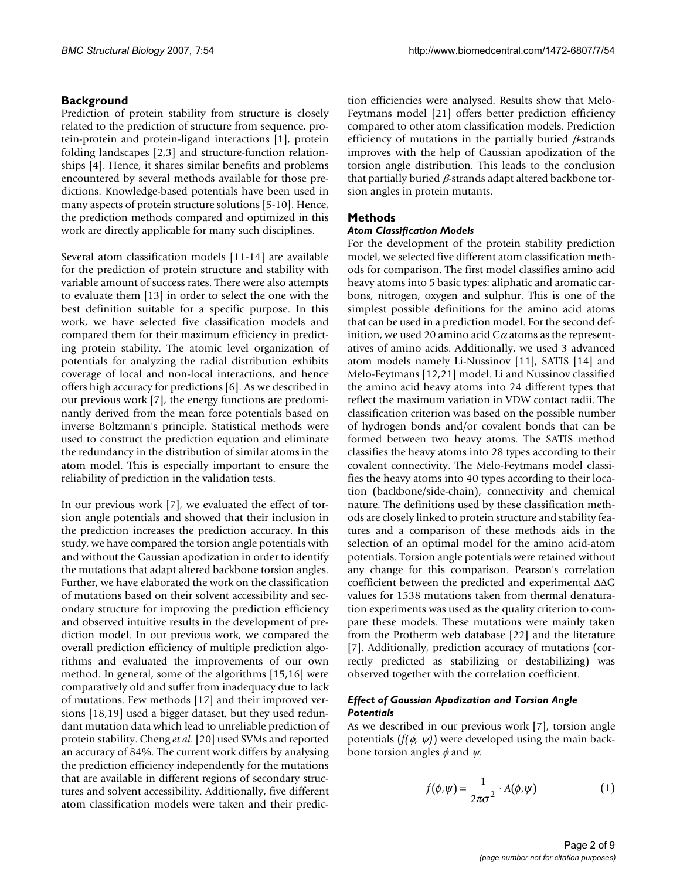## Background

Prediction of protein stability from structure is closely related to the prediction of structure from sequence, protein-protein and protein-ligand interactions [1], protein folding landscapes [2,3] and structure-function relationships [4]. Hence, it shares similar benefits and problems encountered by several methods available for those predictions. Knowledge-based potentials have been used in many aspects of protein structure solutions [5-10]. Hence, the prediction methods compared and optimized in this work are directly applicable for many such disciplines.

Several atom classification models [11-14] are available for the prediction of protein structure and stability with variable amount of success rates. There were also attempts to evaluate them [13] in order to select the one with the best definition suitable for a specific purpose. In this work, we have selected five classification models and compared them for their maximum efficiency in predicting protein stability. The atomic level organization of potentials for analyzing the radial distribution exhibits coverage of local and non-local interactions, and hence offers high accuracy for predictions [6]. As we described in our previous work [7], the energy functions are predominantly derived from the mean force potentials based on inverse Boltzmann's principle. Statistical methods were used to construct the prediction equation and eliminate the redundancy in the distribution of similar atoms in the atom model. This is especially important to ensure the reliability of prediction in the validation tests.

In our previous work [7], we evaluated the effect of torsion angle potentials and showed that their inclusion in the prediction increases the prediction accuracy. In this study, we have compared the torsion angle potentials with and without the Gaussian apodization in order to identify the mutations that adapt altered backbone torsion angles. Further, we have elaborated the work on the classification of mutations based on their solvent accessibility and secondary structure for improving the prediction efficiency and observed intuitive results in the development of prediction model. In our previous work, we compared the overall prediction efficiency of multiple prediction algorithms and evaluated the improvements of our own method. In general, some of the algorithms [15,16] were comparatively old and suffer from inadequacy due to lack of mutations. Few methods [17] and their improved versions [18,19] used a bigger dataset, but they used redundant mutation data which lead to unreliable prediction of protein stability. Cheng *et al.* [20] used SVMs and reported an accuracy of 84%. The current work differs by analysing the prediction efficiency independently for the mutations that are available in different regions of secondary structures and solvent accessibility. Additionally, five different atom classification models were taken and their prediction efficiencies were analysed. Results show that Melo-Feytmans model [21] offers better prediction efficiency compared to other atom classification models. Prediction efficiency of mutations in the partially buried $\beta$-strands improves with the help of Gaussian apodization of the torsion angle distribution. This leads to the conclusion that partially buried $\beta$-strands adapt altered backbone torsion angles in protein mutants.

## Methods

### *Atom Classification Models*

For the development of the protein stability prediction model, we selected five different atom classification methods for comparison. The first model classifies amino acid heavy atoms into 5 basic types: aliphatic and aromatic carbons, nitrogen, oxygen and sulphur. This is one of the simplest possible definitions for the amino acid atoms that can be used in a prediction model. For the second definition, we used 20 amino acid C$\alpha$ atoms as the representatives of amino acids. Additionally, we used 3 advanced atom models namely Li-Nussinov [11], SATIS [14] and Melo-Feytmans [12,21] model. Li and Nussinov classified the amino acid heavy atoms into 24 different types that reflect the maximum variation in VDW contact radii. The classification criterion was based on the possible number of hydrogen bonds and/or covalent bonds that can be formed between two heavy atoms. The SATIS method classifies the heavy atoms into 28 types according to their covalent connectivity. The Melo-Feytmans model classifies the heavy atoms into 40 types according to their location (backbone/side-chain), connectivity and chemical nature. The definitions used by these classification methods are closely linked to protein structure and stability features and a comparison of these methods aids in the selection of an optimal model for the amino acid-atom potentials. Torsion angle potentials were retained without any change for this comparison. Pearson's correlation coefficient between the predicted and experimental $\Delta\Delta G$ values for 1538 mutations taken from thermal denaturation experiments was used as the quality criterion to compare these models. These mutations were mainly taken from the Protherm web database [22] and the literature [7]. Additionally, prediction accuracy of mutations (correctly predicted as stabilizing or destabilizing) was observed together with the correlation coefficient.

### *Effect of Gaussian Apodization and Torsion Angle Potentials*

As we described in our previous work [7], torsion angle potentials ($f(\phi, \psi)$) were developed using the main backbone torsion angles $\phi$ and $\psi$.

$$f(\phi,\psi) = \frac{1}{2\pi\sigma^2} \cdot A(\phi,\psi) \qquad (1)$$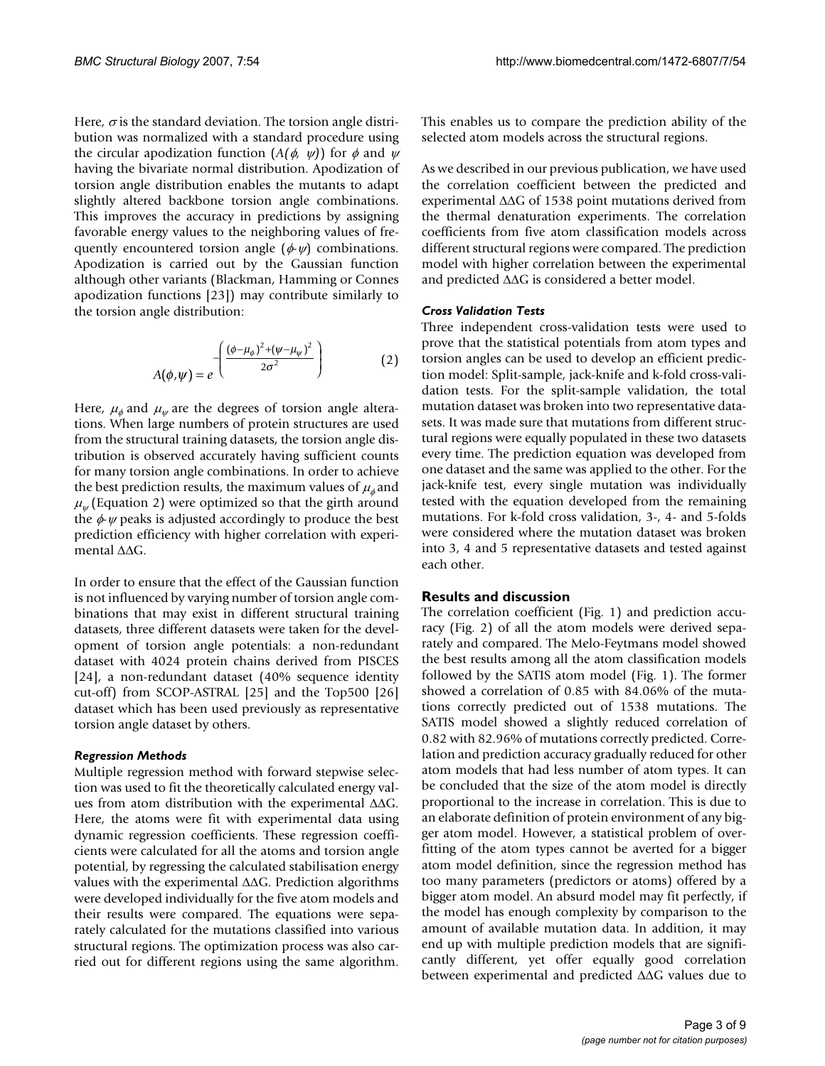Here, $\sigma$ is the standard deviation. The torsion angle distribution was normalized with a standard procedure using the circular apodization function ($A(\phi, \psi)$) for $\phi$ and $\psi$ having the bivariate normal distribution. Apodization of torsion angle distribution enables the mutants to adapt slightly altered backbone torsion angle combinations. This improves the accuracy in predictions by assigning favorable energy values to the neighboring values of frequently encountered torsion angle ($\phi$-$\psi$) combinations. Apodization is carried out by the Gaussian function although other variants (Blackman, Hamming or Connes apodization functions [23]) may contribute similarly to the torsion angle distribution:

$$A(\phi,\psi) = e^{-\left(\frac{(\phi-\mu_\phi)^2+(\psi-\mu_\psi)^2}{2\sigma^2}\right)} \qquad (2)$$

Here, $\mu_\phi$ and $\mu_\psi$ are the degrees of torsion angle alterations. When large numbers of protein structures are used from the structural training datasets, the torsion angle distribution is observed accurately having sufficient counts for many torsion angle combinations. In order to achieve the best prediction results, the maximum values of $\mu_\phi$ and $\mu_\psi$ (Equation 2) were optimized so that the girth around the $\phi$-$\psi$ peaks is adjusted accordingly to produce the best prediction efficiency with higher correlation with experimental $\Delta\Delta G$.

In order to ensure that the effect of the Gaussian function is not influenced by varying number of torsion angle combinations that may exist in different structural training datasets, three different datasets were taken for the development of torsion angle potentials: a non-redundant dataset with 4024 protein chains derived from PISCES [24], a non-redundant dataset (40% sequence identity cut-off) from SCOP-ASTRAL [25] and the Top500 [26] dataset which has been used previously as representative torsion angle dataset by others.

### *Regression Methods*

Multiple regression method with forward stepwise selection was used to fit the theoretically calculated energy values from atom distribution with the experimental $\Delta\Delta G$. Here, the atoms were fit with experimental data using dynamic regression coefficients. These regression coefficients were calculated for all the atoms and torsion angle potential, by regressing the calculated stabilisation energy values with the experimental $\Delta\Delta G$. Prediction algorithms were developed individually for the five atom models and their results were compared. The equations were separately calculated for the mutations classified into various structural regions. The optimization process was also carried out for different regions using the same algorithm. This enables us to compare the prediction ability of the selected atom models across the structural regions.

As we described in our previous publication, we have used the correlation coefficient between the predicted and experimental $\Delta\Delta G$ of 1538 point mutations derived from the thermal denaturation experiments. The correlation coefficients from five atom classification models across different structural regions were compared. The prediction model with higher correlation between the experimental and predicted $\Delta\Delta G$ is considered a better model.

### *Cross Validation Tests*

Three independent cross-validation tests were used to prove that the statistical potentials from atom types and torsion angles can be used to develop an efficient prediction model: Split-sample, jack-knife and k-fold cross-validation tests. For the split-sample validation, the total mutation dataset was broken into two representative datasets. It was made sure that mutations from different structural regions were equally populated in these two datasets every time. The prediction equation was developed from one dataset and the same was applied to the other. For the jack-knife test, every single mutation was individually tested with the equation developed from the remaining mutations. For k-fold cross validation, 3-, 4- and 5-folds were considered where the mutation dataset was broken into 3, 4 and 5 representative datasets and tested against each other.

## Results and discussion

The correlation coefficient (Fig. 1) and prediction accuracy (Fig. 2) of all the atom models were derived separately and compared. The Melo-Feytmans model showed the best results among all the atom classification models followed by the SATIS atom model (Fig. 1). The former showed a correlation of 0.85 with 84.06% of the mutations correctly predicted out of 1538 mutations. The SATIS model showed a slightly reduced correlation of 0.82 with 82.96% of mutations correctly predicted. Correlation and prediction accuracy gradually reduced for other atom models that had less number of atom types. It can be concluded that the size of the atom model is directly proportional to the increase in correlation. This is due to an elaborate definition of protein environment of any bigger atom model. However, a statistical problem of overfitting of the atom types cannot be averted for a bigger atom model definition, since the regression method has too many parameters (predictors or atoms) offered by a bigger atom model. An absurd model may fit perfectly, if the model has enough complexity by comparison to the amount of available mutation data. In addition, it may end up with multiple prediction models that are significantly different, yet offer equally good correlation between experimental and predicted $\Delta\Delta G$ values due to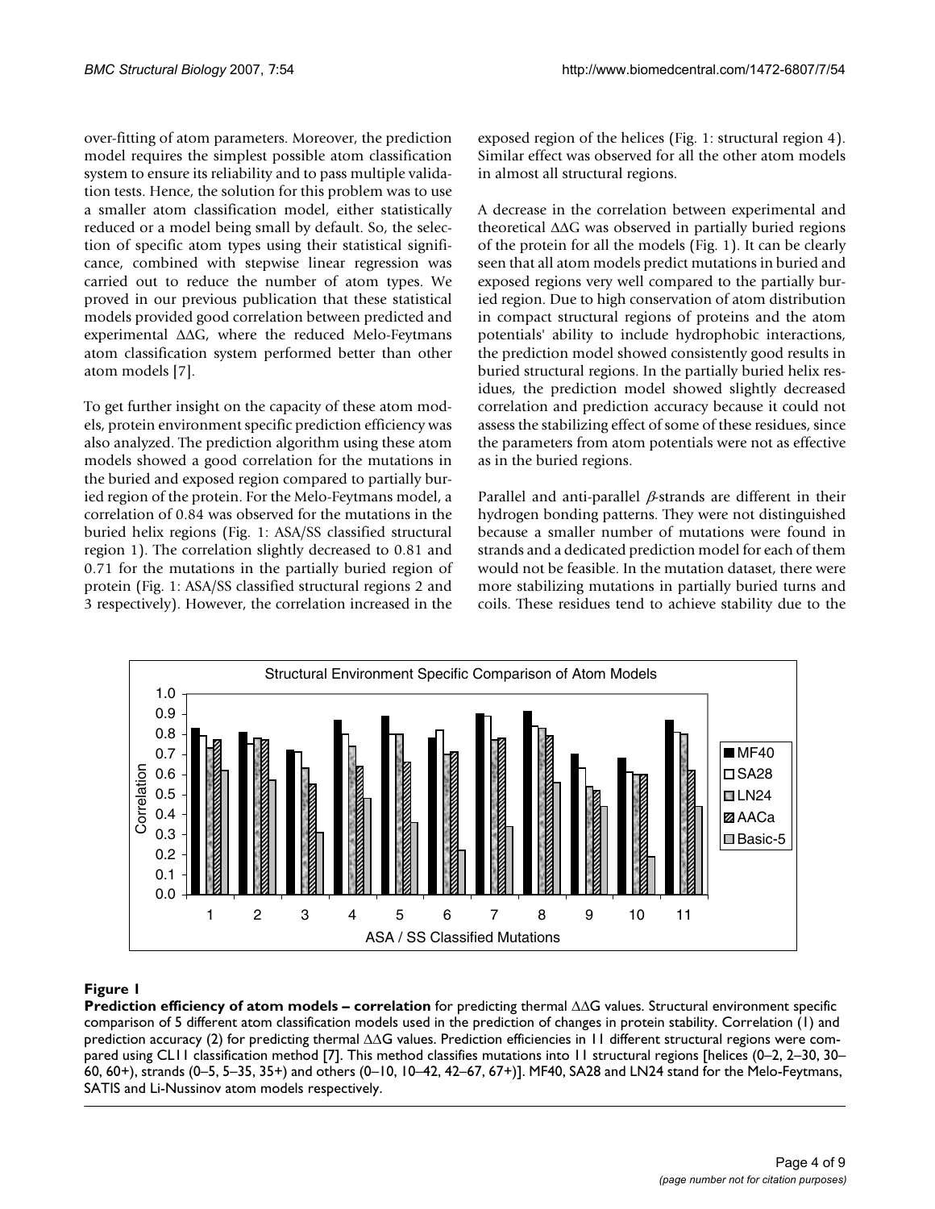over-fitting of atom parameters. Moreover, the prediction model requires the simplest possible atom classification system to ensure its reliability and to pass multiple validation tests. Hence, the solution for this problem was to use a smaller atom classification model, either statistically reduced or a model being small by default. So, the selection of specific atom types using their statistical significance, combined with stepwise linear regression was carried out to reduce the number of atom types. We proved in our previous publication that these statistical models provided good correlation between predicted and experimental ΔΔG, where the reduced Melo-Feytmans atom classification system performed better than other atom models [7].

To get further insight on the capacity of these atom models, protein environment specific prediction efficiency was also analyzed. The prediction algorithm using these atom models showed a good correlation for the mutations in the buried and exposed region compared to partially buried region of the protein. For the Melo-Feytmans model, a correlation of 0.84 was observed for the mutations in the buried helix regions (Fig. 1: ASA/SS classified structural region 1). The correlation slightly decreased to 0.81 and 0.71 for the mutations in the partially buried region of protein (Fig. 1: ASA/SS classified structural regions 2 and 3 respectively). However, the correlation increased in the exposed region of the helices (Fig. 1: structural region 4). Similar effect was observed for all the other atom models in almost all structural regions.

A decrease in the correlation between experimental and theoretical ΔΔG was observed in partially buried regions of the protein for all the models (Fig. 1). It can be clearly seen that all atom models predict mutations in buried and exposed regions very well compared to the partially buried region. Due to high conservation of atom distribution in compact structural regions of proteins and the atom potentials' ability to include hydrophobic interactions, the prediction model showed consistently good results in buried structural regions. In the partially buried helix residues, the prediction model showed slightly decreased correlation and prediction accuracy because it could not assess the stabilizing effect of some of these residues, since the parameters from atom potentials were not as effective as in the buried regions.

Parallel and anti-parallel $\beta$-strands are different in their hydrogen bonding patterns. They were not distinguished because a smaller number of mutations were found in strands and a dedicated prediction model for each of them would not be feasible. In the mutation dataset, there were more stabilizing mutations in partially buried turns and coils. These residues tend to achieve stability due to the

**Figure 1**

**Prediction efficiency of atom models – correlation** for predicting thermal ΔΔG values. Structural environment specific comparison of 5 different atom classification models used in the prediction of changes in protein stability. Correlation (1) and prediction accuracy (2) for predicting thermal ΔΔG values. Prediction efficiencies in 11 different structural regions were compared using CL11 classification method [7]. This method classifies mutations into 11 structural regions [helices (0–2, 2–30, 30–60, 60+), strands (0–5, 5–35, 35+) and others (0–10, 10–42, 42–67, 67+)]. MF40, SA28 and LN24 stand for the Melo-Feytmans, SATIS and Li-Nussinov atom models respectively.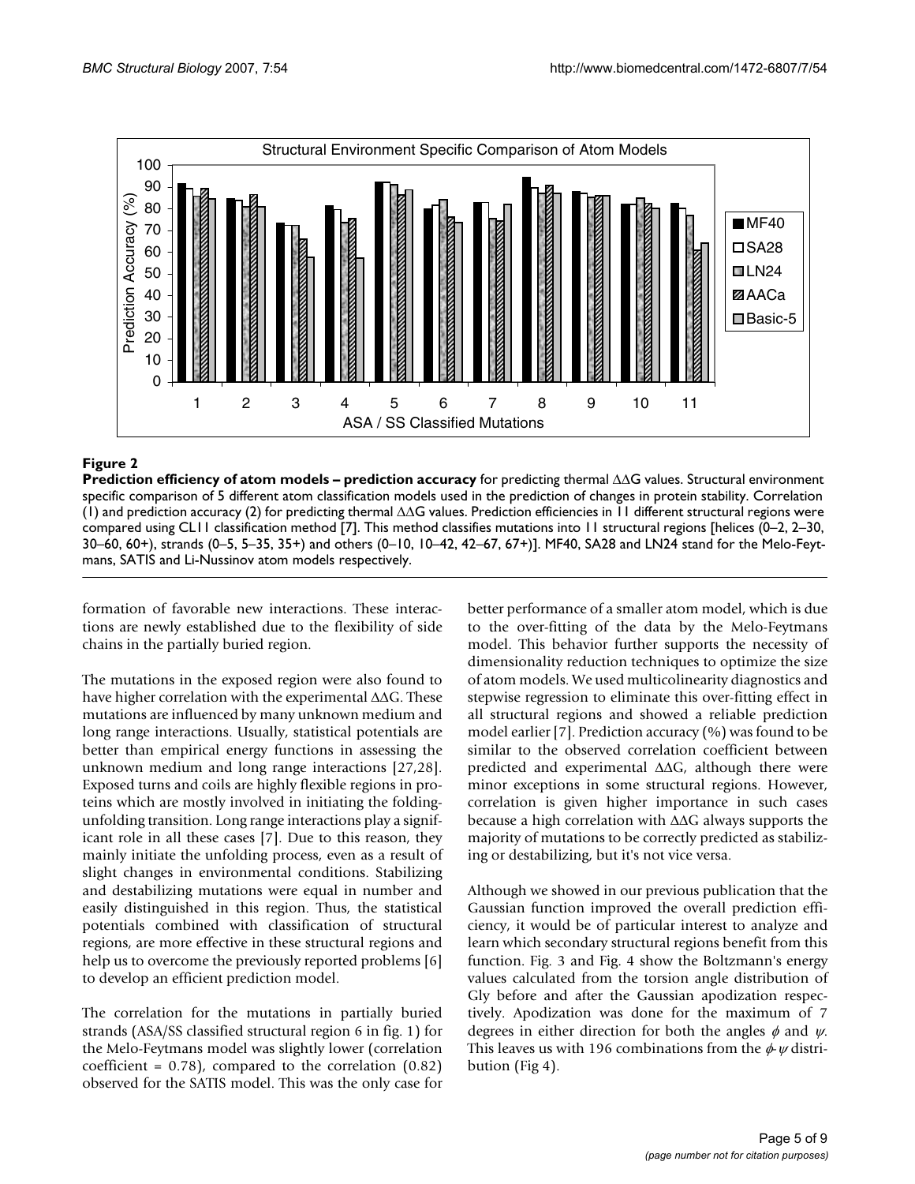**Figure 2**

**Prediction efficiency of atom models – prediction accuracy** for predicting thermal ΔΔG values. Structural environment specific comparison of 5 different atom classification models used in the prediction of changes in protein stability. Correlation (1) and prediction accuracy (2) for predicting thermal ΔΔG values. Prediction efficiencies in 11 different structural regions were compared using CL11 classification method [7]. This method classifies mutations into 11 structural regions [helices (0–2, 2–30, 30–60, 60+), strands (0–5, 5–35, 35+) and others (0–10, 10–42, 42–67, 67+)]. MF40, SA28 and LN24 stand for the Melo-Feytmans, SATIS and Li-Nussinov atom models respectively.

formation of favorable new interactions. These interactions are newly established due to the flexibility of side chains in the partially buried region.

The mutations in the exposed region were also found to have higher correlation with the experimental ΔΔG. These mutations are influenced by many unknown medium and long range interactions. Usually, statistical potentials are better than empirical energy functions in assessing the unknown medium and long range interactions [27,28]. Exposed turns and coils are highly flexible regions in proteins which are mostly involved in initiating the folding-unfolding transition. Long range interactions play a significant role in all these cases [7]. Due to this reason, they mainly initiate the unfolding process, even as a result of slight changes in environmental conditions. Stabilizing and destabilizing mutations were equal in number and easily distinguished in this region. Thus, the statistical potentials combined with classification of structural regions, are more effective in these structural regions and help us to overcome the previously reported problems [6] to develop an efficient prediction model.

The correlation for the mutations in partially buried strands (ASA/SS classified structural region 6 in fig. 1) for the Melo-Feytmans model was slightly lower (correlation coefficient = 0.78), compared to the correlation (0.82) observed for the SATIS model. This was the only case for better performance of a smaller atom model, which is due to the over-fitting of the data by the Melo-Feytmans model. This behavior further supports the necessity of dimensionality reduction techniques to optimize the size of atom models. We used multicolinearity diagnostics and stepwise regression to eliminate this over-fitting effect in all structural regions and showed a reliable prediction model earlier [7]. Prediction accuracy (%) was found to be similar to the observed correlation coefficient between predicted and experimental ΔΔG, although there were minor exceptions in some structural regions. However, correlation is given higher importance in such cases because a high correlation with ΔΔG always supports the majority of mutations to be correctly predicted as stabilizing or destabilizing, but it's not vice versa.

Although we showed in our previous publication that the Gaussian function improved the overall prediction efficiency, it would be of particular interest to analyze and learn which secondary structural regions benefit from this function. Fig. 3 and Fig. 4 show the Boltzmann's energy values calculated from the torsion angle distribution of Gly before and after the Gaussian apodization respectively. Apodization was done for the maximum of 7 degrees in either direction for both the angles $\phi$ and $\psi$. This leaves us with 196 combinations from the $\phi$-$\psi$ distribution (Fig 4).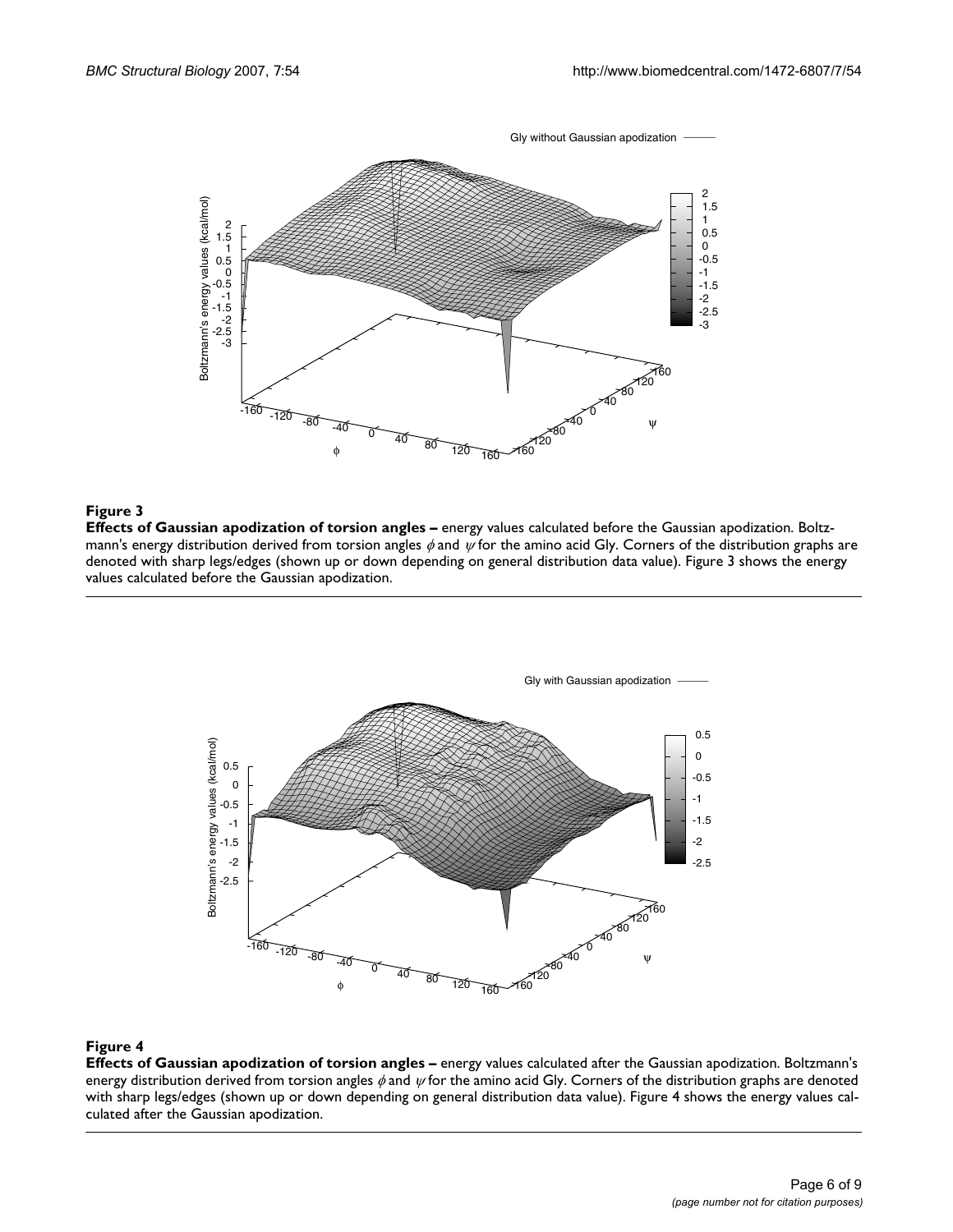**Figure 3**

**Effects of Gaussian apodization of torsion angles –** energy values calculated before the Gaussian apodization. Boltzmann's energy distribution derived from torsion angles $\phi$ and $\psi$ for the amino acid Gly. Corners of the distribution graphs are denoted with sharp legs/edges (shown up or down depending on general distribution data value). Figure 3 shows the energy values calculated before the Gaussian apodization.

**Figure 4**

**Effects of Gaussian apodization of torsion angles –** energy values calculated after the Gaussian apodization. Boltzmann's energy distribution derived from torsion angles $\phi$ and $\psi$ for the amino acid Gly. Corners of the distribution graphs are denoted with sharp legs/edges (shown up or down depending on general distribution data value). Figure 4 shows the energy values calculated after the Gaussian apodization.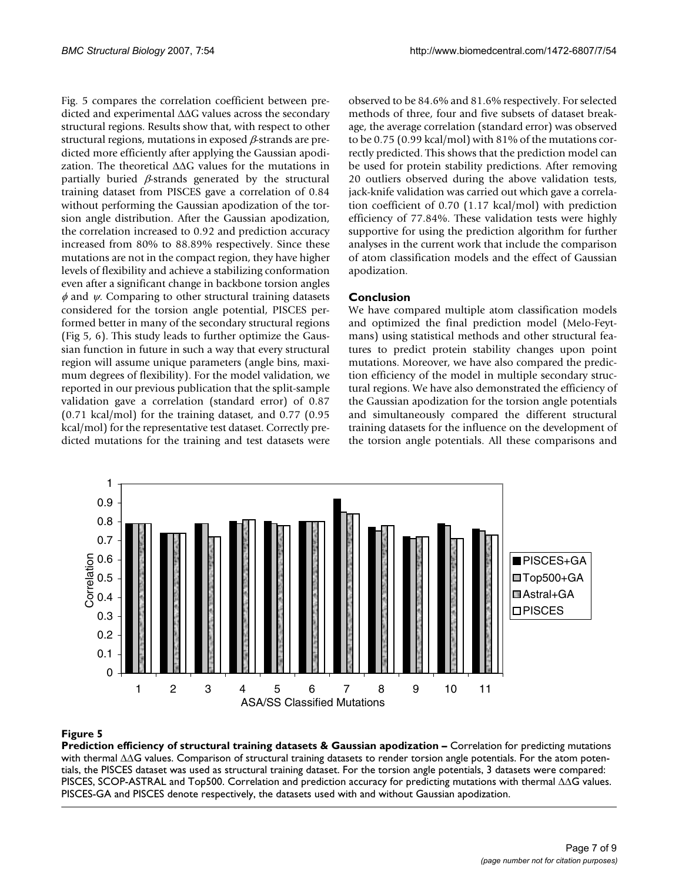Fig. 5 compares the correlation coefficient between predicted and experimental ΔΔG values across the secondary structural regions. Results show that, with respect to other structural regions, mutations in exposed $\beta$-strands are predicted more efficiently after applying the Gaussian apodization. The theoretical ΔΔG values for the mutations in partially buried $\beta$-strands generated by the structural training dataset from PISCES gave a correlation of 0.84 without performing the Gaussian apodization of the torsion angle distribution. After the Gaussian apodization, the correlation increased to 0.92 and prediction accuracy increased from 80% to 88.89% respectively. Since these mutations are not in the compact region, they have higher levels of flexibility and achieve a stabilizing conformation even after a significant change in backbone torsion angles $\phi$ and $\psi$. Comparing to other structural training datasets considered for the torsion angle potential, PISCES performed better in many of the secondary structural regions (Fig 5, 6). This study leads to further optimize the Gaussian function in future in such a way that every structural region will assume unique parameters (angle bins, maximum degrees of flexibility). For the model validation, we reported in our previous publication that the split-sample validation gave a correlation (standard error) of 0.87 (0.71 kcal/mol) for the training dataset, and 0.77 (0.95 kcal/mol) for the representative test dataset. Correctly predicted mutations for the training and test datasets were observed to be 84.6% and 81.6% respectively. For selected methods of three, four and five subsets of dataset breakage, the average correlation (standard error) was observed to be 0.75 (0.99 kcal/mol) with 81% of the mutations correctly predicted. This shows that the prediction model can be used for protein stability predictions. After removing 20 outliers observed during the above validation tests, jack-knife validation was carried out which gave a correlation coefficient of 0.70 (1.17 kcal/mol) with prediction efficiency of 77.84%. These validation tests were highly supportive for using the prediction algorithm for further analyses in the current work that include the comparison of atom classification models and the effect of Gaussian apodization.

## Conclusion

We have compared multiple atom classification models and optimized the final prediction model (Melo-Feytmans) using statistical methods and other structural features to predict protein stability changes upon point mutations. Moreover, we have also compared the prediction efficiency of the model in multiple secondary structural regions. We have also demonstrated the efficiency of the Gaussian apodization for the torsion angle potentials and simultaneously compared the different structural training datasets for the influence on the development of the torsion angle potentials. All these comparisons and

**Figure 5**

**Prediction efficiency of structural training datasets & Gaussian apodization –** Correlation for predicting mutations with thermal ΔΔG values. Comparison of structural training datasets to render torsion angle potentials. For the atom potentials, the PISCES dataset was used as structural training dataset. For the torsion angle potentials, 3 datasets were compared: PISCES, SCOP-ASTRAL and Top500. Correlation and prediction accuracy for predicting mutations with thermal ΔΔG values. PISCES-GA and PISCES denote respectively, the datasets used with and without Gaussian apodization.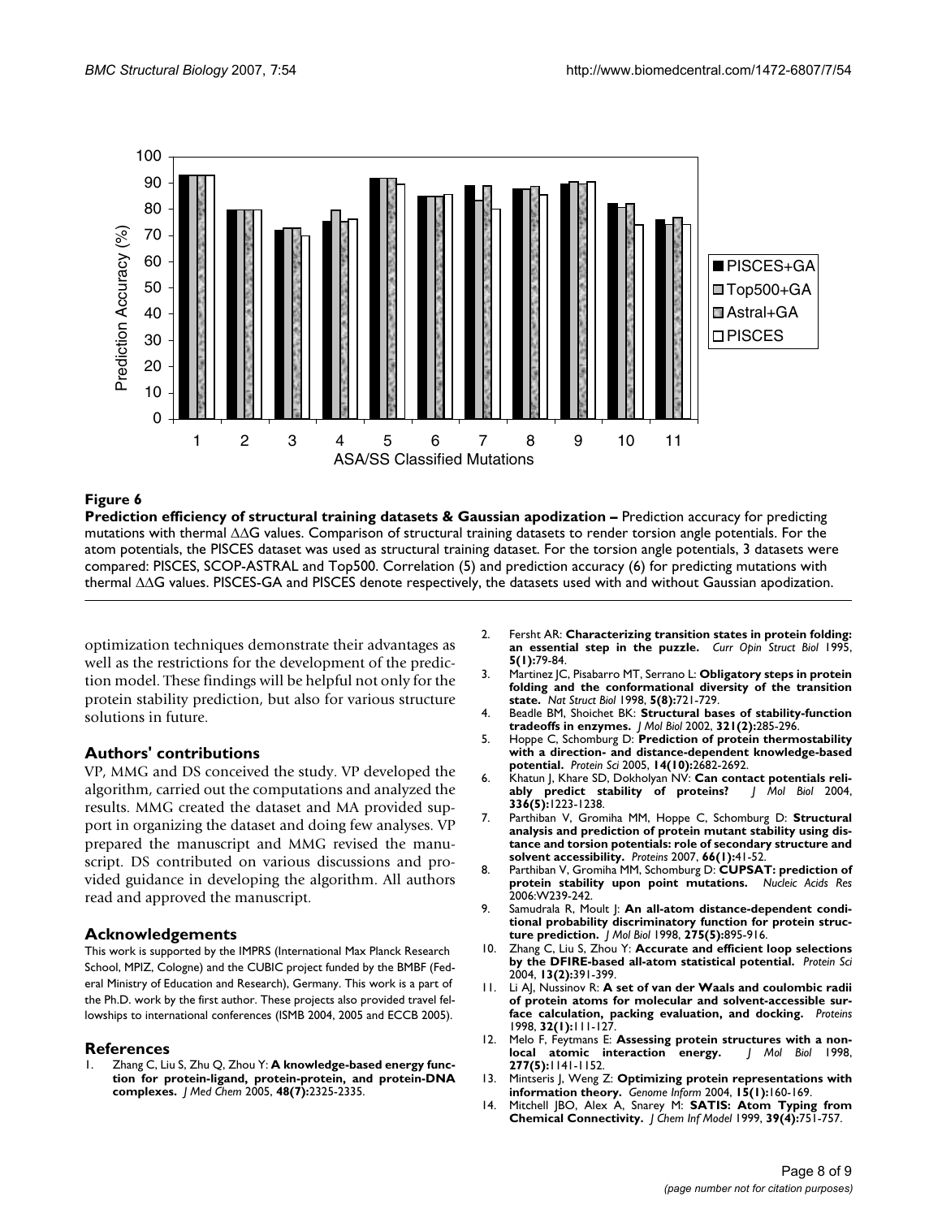**Figure 6**

**Prediction efficiency of structural training datasets & Gaussian apodization –** Prediction accuracy for predicting mutations with thermal ΔΔG values. Comparison of structural training datasets to render torsion angle potentials. For the atom potentials, the PISCES dataset was used as structural training dataset. For the torsion angle potentials, 3 datasets were compared: PISCES, SCOP-ASTRAL and Top500. Correlation (5) and prediction accuracy (6) for predicting mutations with thermal ΔΔG values. PISCES-GA and PISCES denote respectively, the datasets used with and without Gaussian apodization.

optimization techniques demonstrate their advantages as well as the restrictions for the development of the prediction model. These findings will be helpful not only for the protein stability prediction, but also for various structure solutions in future.

## Authors' contributions

VP, MMG and DS conceived the study. VP developed the algorithm, carried out the computations and analyzed the results. MMG created the dataset and MA provided support in organizing the dataset and doing few analyses. VP prepared the manuscript and MMG revised the manuscript. DS contributed on various discussions and provided guidance in developing the algorithm. All authors read and approved the manuscript.

## Acknowledgements

This work is supported by the IMPRS (International Max Planck Research School, MPIZ, Cologne) and the CUBIC project funded by the BMBF (Federal Ministry of Education and Research), Germany. This work is a part of the Ph.D. work by the first author. These projects also provided travel fellowships to international conferences (ISMB 2004, 2005 and ECCB 2005).

## References

1. Zhang C, Liu S, Zhu Q, Zhou Y: **A knowledge-based energy function for protein-ligand, protein-protein, and protein-DNA complexes.** *J Med Chem* 2005, **48(7):**2325-2335.
2. Fersht AR: **Characterizing transition states in protein folding: an essential step in the puzzle.** *Curr Opin Struct Biol* 1995, **5(1):**79-84.
3. Martinez JC, Pisabarro MT, Serrano L: **Obligatory steps in protein folding and the conformational diversity of the transition state.** *Nat Struct Biol* 1998, **5(8):**721-729.
4. Beadle BM, Shoichet BK: **Structural bases of stability-function tradeoffs in enzymes.** *J Mol Biol* 2002, **321(2):**285-296.
5. Hoppe C, Schomburg D: **Prediction of protein thermostability with a direction- and distance-dependent knowledge-based potential.** *Protein Sci* 2005, **14(10):**2682-2692.
6. Khatun J, Khare SD, Dokholyan NV: **Can contact potentials reliably predict stability of proteins?** *J Mol Biol* 2004, **336(5):**1223-1238.
7. Parthiban V, Gromiha MM, Hoppe C, Schomburg D: **Structural analysis and prediction of protein mutant stability using distance and torsion potentials: role of secondary structure and solvent accessibility.** *Proteins* 2007, **66(1):**41-52.
8. Parthiban V, Gromiha MM, Schomburg D: **CUPSAT: prediction of protein stability upon point mutations.** *Nucleic Acids Res* 2006:W239-242.
9. Samudrala R, Moult J: **An all-atom distance-dependent conditional probability discriminatory function for protein structure prediction.** *J Mol Biol* 1998, **275(5):**895-916.
10. Zhang C, Liu S, Zhou Y: **Accurate and efficient loop selections by the DFIRE-based all-atom statistical potential.** *Protein Sci* 2004, **13(2):**391-399.
11. Li AJ, Nussinov R: **A set of van der Waals and coulombic radii of protein atoms for molecular and solvent-accessible surface calculation, packing evaluation, and docking.** *Proteins* 1998, **32(1):**111-127.
12. Melo F, Feytmans E: **Assessing protein structures with a non-local atomic interaction energy.** *J Mol Biol* 1998, **277(5):**1141-1152.
13. Mintseris J, Weng Z: **Optimizing protein representations with information theory.** *Genome Inform* 2004, **15(1):**160-169.
14. Mitchell JBO, Alex A, Snarey M: **SATIS: Atom Typing from Chemical Connectivity.** *J Chem Inf Model* 1999, **39(4):**751-757.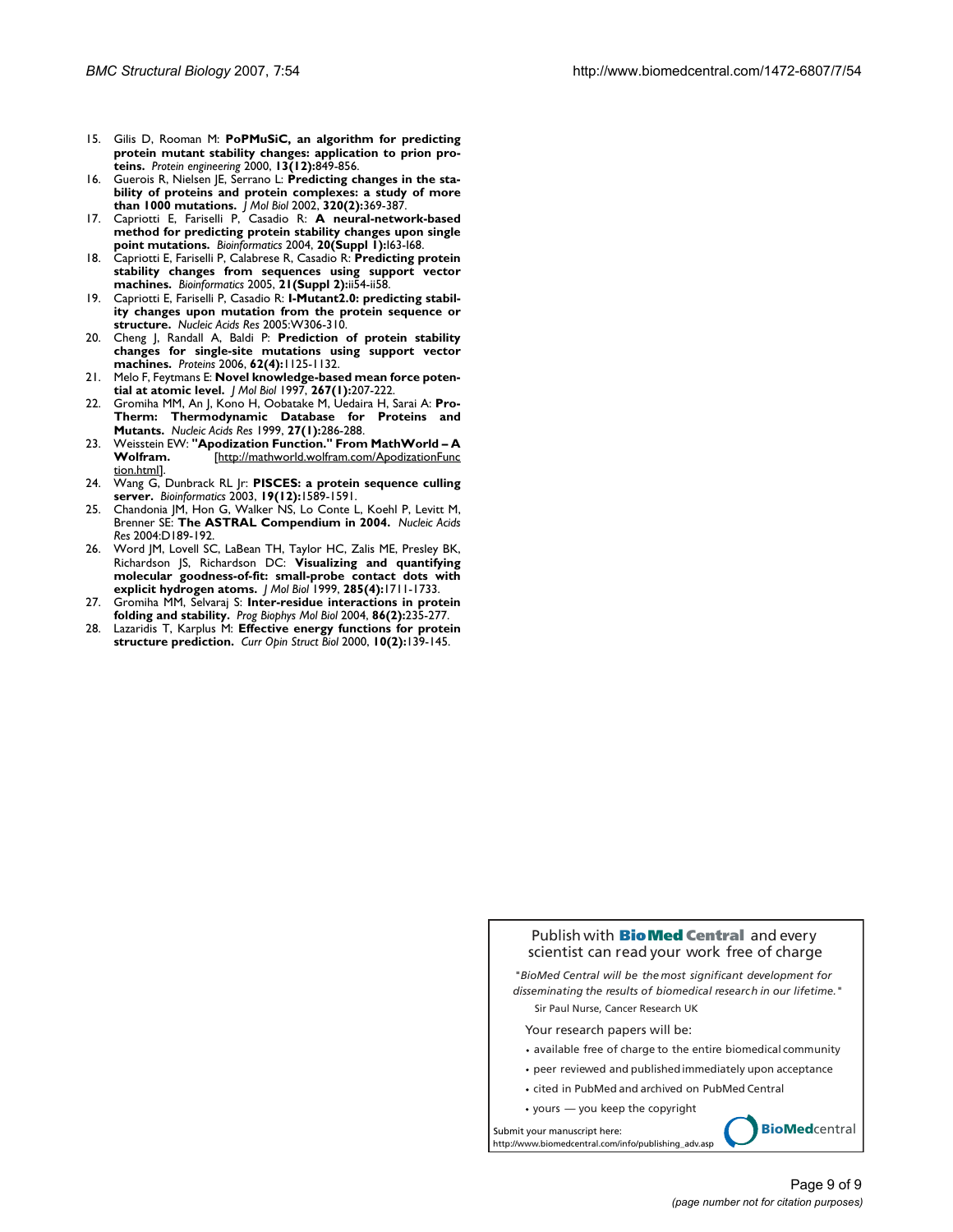15. Gilis D, Rooman M: **PoPMuSiC, an algorithm for predicting protein mutant stability changes: application to prion proteins.** *Protein engineering* 2000, **13(12):**849-856.
16. Guerois R, Nielsen JE, Serrano L: **Predicting changes in the stability of proteins and protein complexes: a study of more than 1000 mutations.** *J Mol Biol* 2002, **320(2):**369-387.
17. Capriotti E, Fariselli P, Casadio R: **A neural-network-based method for predicting protein stability changes upon single point mutations.** *Bioinformatics* 2004, **20(Suppl 1):**I63-I68.
18. Capriotti E, Fariselli P, Calabrese R, Casadio R: **Predicting protein stability changes from sequences using support vector machines.** *Bioinformatics* 2005, **21(Suppl 2):**ii54-ii58.
19. Capriotti E, Fariselli P, Casadio R: **I-Mutant2.0: predicting stability changes upon mutation from the protein sequence or structure.** *Nucleic Acids Res* 2005:W306-310.
20. Cheng J, Randall A, Baldi P: **Prediction of protein stability changes for single-site mutations using support vector machines.** *Proteins* 2006, **62(4):**1125-1132.
21. Melo F, Feytmans E: **Novel knowledge-based mean force potential at atomic level.** *J Mol Biol* 1997, **267(1):**207-222.
22. Gromiha MM, An J, Kono H, Oobatake M, Uedaira H, Sarai A: **ProTherm: Thermodynamic Database for Proteins and Mutants.** *Nucleic Acids Res* 1999, **27(1):**286-288.
23. Weisstein EW: **"Apodization Function." From MathWorld – A Wolfram.** [http://mathworld.wolfram.com/ApodizationFunction.html].
24. Wang G, Dunbrack RL Jr: **PISCES: a protein sequence culling server.** *Bioinformatics* 2003, **19(12):**1589-1591.
25. Chandonia JM, Hon G, Walker NS, Lo Conte L, Koehl P, Levitt M, Brenner SE: **The ASTRAL Compendium in 2004.** *Nucleic Acids Res* 2004:D189-192.
26. Word JM, Lovell SC, LaBean TH, Taylor HC, Zalis ME, Presley BK, Richardson JS, Richardson DC: **Visualizing and quantifying molecular goodness-of-fit: small-probe contact dots with explicit hydrogen atoms.** *J Mol Biol* 1999, **285(4):**1711-1733.
27. Gromiha MM, Selvaraj S: **Inter-residue interactions in protein folding and stability.** *Prog Biophys Mol Biol* 2004, **86(2):**235-277.
28. Lazaridis T, Karplus M: **Effective energy functions for protein structure prediction.** *Curr Opin Struct Biol* 2000, **10(2):**139-145.

Publish with **BioMed Central** and every scientist can read your work free of charge

*"BioMed Central will be the most significant development for disseminating the results of biomedical research in our lifetime."*

Sir Paul Nurse, Cancer Research UK

Your research papers will be:

- available free of charge to the entire biomedical community
- peer reviewed and published immediately upon acceptance
- cited in PubMed and archived on PubMed Central
- yours — you keep the copyright

Submit your manuscript here:
http://www.biomedcentral.com/info/publishing_adv.asp

**BioMed**central